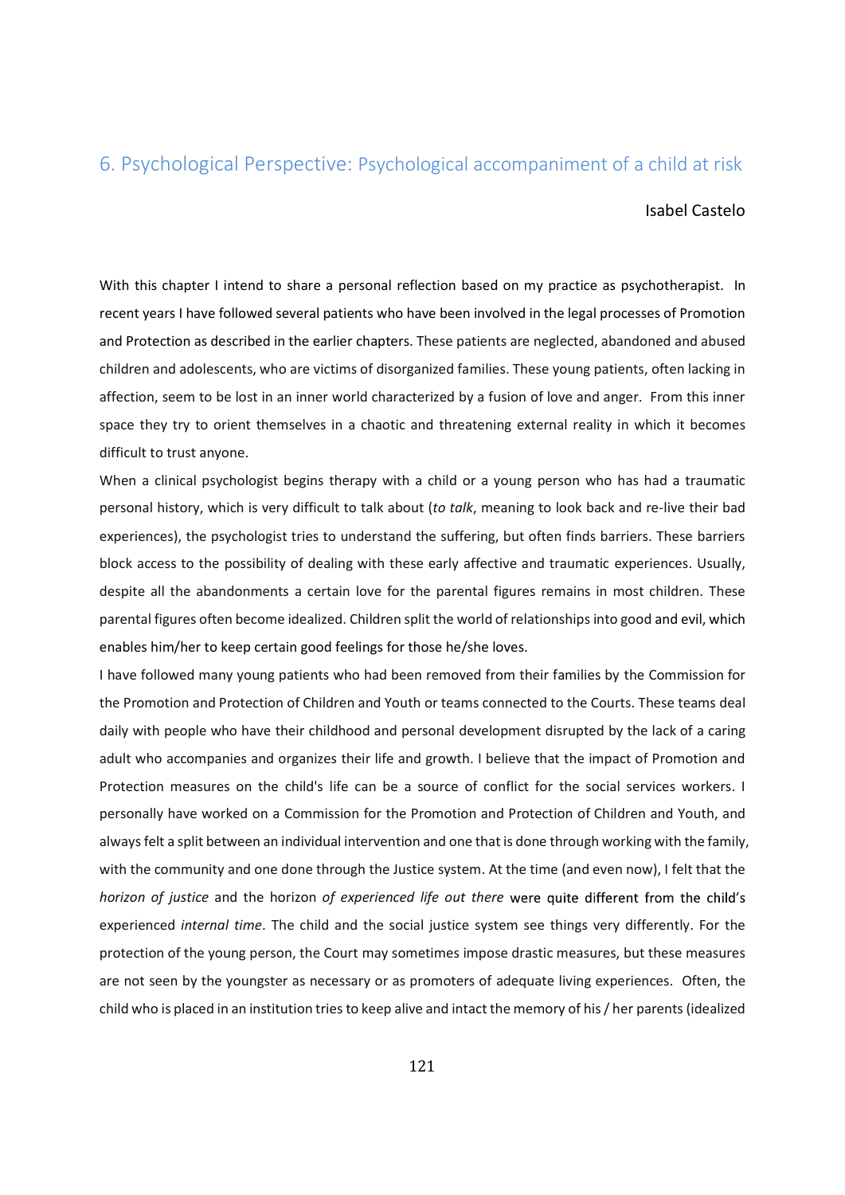## 6. Psychological Perspective: Psychological accompaniment of a child at risk

Isabel Castelo

With this chapter I intend to share a personal reflection based on my practice as psychotherapist. In recent years I have followed several patients who have been involved in the legal processes of Promotion and Protection as described in the earlier chapters. These patients are neglected, abandoned and abused children and adolescents, who are victims of disorganized families. These young patients, often lacking in affection, seem to be lost in an inner world characterized by a fusion of love and anger. From this inner space they try to orient themselves in a chaotic and threatening external reality in which it becomes difficult to trust anyone.

When a clinical psychologist begins therapy with a child or a young person who has had a traumatic personal history, which is very difficult to talk about (*to talk*, meaning to look back and re-live their bad experiences), the psychologist tries to understand the suffering, but often finds barriers. These barriers block access to the possibility of dealing with these early affective and traumatic experiences. Usually, despite all the abandonments a certain love for the parental figures remains in most children. These parental figures often become idealized. Children split the world of relationships into good and evil, which enables him/her to keep certain good feelings for those he/she loves.

I have followed many young patients who had been removed from their families by the Commission for the Promotion and Protection of Children and Youth or teams connected to the Courts. These teams deal daily with people who have their childhood and personal development disrupted by the lack of a caring adult who accompanies and organizes their life and growth. I believe that the impact of Promotion and Protection measures on the child's life can be a source of conflict for the social services workers. I personally have worked on a Commission for the Promotion and Protection of Children and Youth, and always felt a split between an individual intervention and one that is done through working with the family, with the community and one done through the Justice system. At the time (and even now), I felt that the *horizon of justice* and the horizon *of experienced life out there* were quite different from the child's experienced *internal time*. The child and the social justice system see things very differently. For the protection of the young person, the Court may sometimes impose drastic measures, but these measures are not seen by the youngster as necessary or as promoters of adequate living experiences. Often, the child who is placed in an institution tries to keep alive and intact the memory of his / her parents (idealized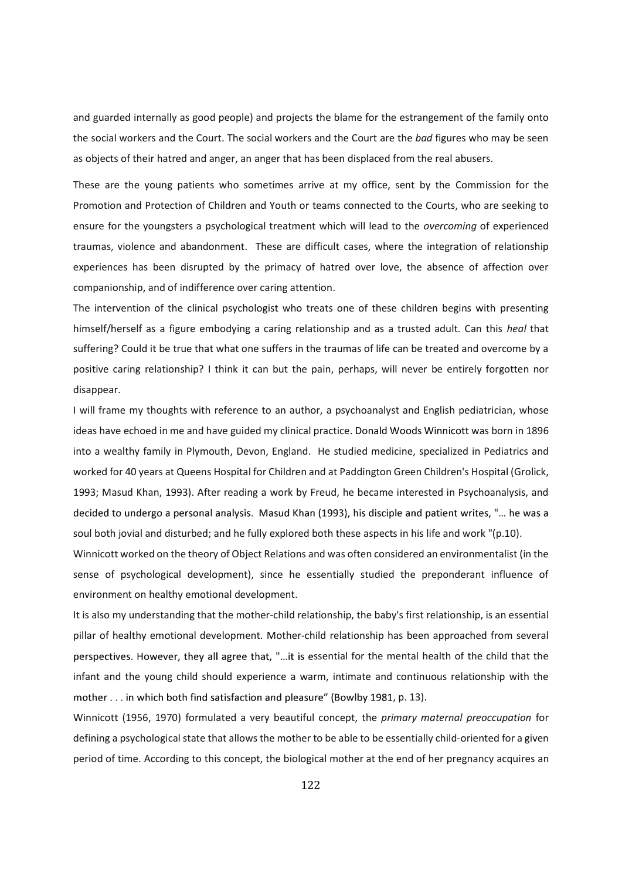and guarded internally as good people) and projects the blame for the estrangement of the family onto the social workers and the Court. The social workers and the Court are the *bad* figures who may be seen as objects of their hatred and anger, an anger that has been displaced from the real abusers.

These are the young patients who sometimes arrive at my office, sent by the Commission for the Promotion and Protection of Children and Youth or teams connected to the Courts, who are seeking to ensure for the youngsters a psychological treatment which will lead to the *overcoming* of experienced traumas, violence and abandonment. These are difficult cases, where the integration of relationship experiences has been disrupted by the primacy of hatred over love, the absence of affection over companionship, and of indifference over caring attention.

The intervention of the clinical psychologist who treats one of these children begins with presenting himself/herself as a figure embodying a caring relationship and as a trusted adult. Can this *heal* that suffering? Could it be true that what one suffers in the traumas of life can be treated and overcome by a positive caring relationship? I think it can but the pain, perhaps, will never be entirely forgotten nor disappear.

I will frame my thoughts with reference to an author, a psychoanalyst and English pediatrician, whose ideas have echoed in me and have guided my clinical practice. Donald Woods Winnicott was born in 1896 into a wealthy family in Plymouth, Devon, England. He studied medicine, specialized in Pediatrics and worked for 40 years at Queens Hospital for Children and at Paddington Green Children's Hospital (Grolick, 1993; Masud Khan, 1993). After reading a work by Freud, he became interested in Psychoanalysis, and decided to undergo a personal analysis. Masud Khan (1993), his disciple and patient writes, "… he was a soul both jovial and disturbed; and he fully explored both these aspects in his life and work "(p.10).

Winnicott worked on the theory of Object Relations and was often considered an environmentalist (in the sense of psychological development), since he essentially studied the preponderant influence of environment on healthy emotional development.

It is also my understanding that the mother-child relationship, the baby's first relationship, is an essential pillar of healthy emotional development. Mother-child relationship has been approached from several perspectives. However, they all agree that, "…it is essential for the mental health of the child that the infant and the young child should experience a warm, intimate and continuous relationship with the mother . . . in which both find satisfaction and pleasure" (Bowlby 1981, p. 13).

Winnicott (1956, 1970) formulated a very beautiful concept, the *primary maternal preoccupation* for defining a psychological state that allows the mother to be able to be essentially child-oriented for a given period of time. According to this concept, the biological mother at the end of her pregnancy acquires an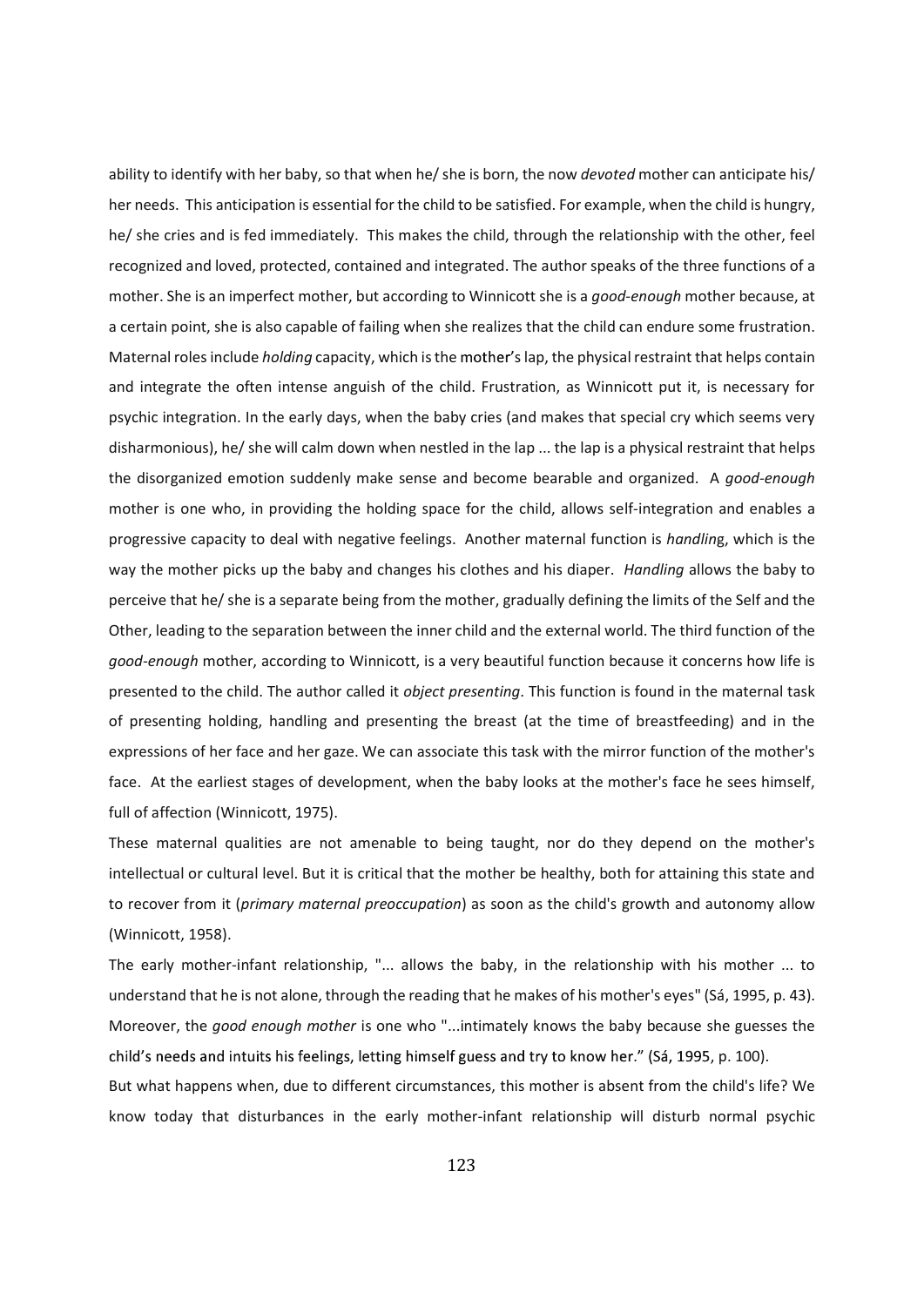ability to identify with her baby, so that when he/ she is born, the now *devoted* mother can anticipate his/ her needs. This anticipation is essential for the child to be satisfied. For example, when the child is hungry, he/ she cries and is fed immediately. This makes the child, through the relationship with the other, feel recognized and loved, protected, contained and integrated. The author speaks of the three functions of a mother. She is an imperfect mother, but according to Winnicott she is a *good-enough* mother because, at a certain point, she is also capable of failing when she realizes that the child can endure some frustration. Maternal roles include *holding* capacity, which is the mother's lap, the physical restraint that helps contain and integrate the often intense anguish of the child. Frustration, as Winnicott put it, is necessary for psychic integration. In the early days, when the baby cries (and makes that special cry which seems very disharmonious), he/ she will calm down when nestled in the lap ... the lap is a physical restraint that helps the disorganized emotion suddenly make sense and become bearable and organized. A *good-enough* mother is one who, in providing the holding space for the child, allows self-integration and enables a progressive capacity to deal with negative feelings. Another maternal function is *handling*, which is the way the mother picks up the baby and changes his clothes and his diaper. *Handling* allows the baby to perceive that he/ she is a separate being from the mother, gradually defining the limits of the Self and the Other, leading to the separation between the inner child and the external world. The third function of the *good-enough* mother, according to Winnicott, is a very beautiful function because it concerns how life is presented to the child. The author called it *object presenting*. This function is found in the maternal task of presenting holding, handling and presenting the breast (at the time of breastfeeding) and in the expressions of her face and her gaze. We can associate this task with the mirror function of the mother's face. At the earliest stages of development, when the baby looks at the mother's face he sees himself, full of affection (Winnicott, 1975).

These maternal qualities are not amenable to being taught, nor do they depend on the mother's intellectual or cultural level. But it is critical that the mother be healthy, both for attaining this state and to recover from it (*primary maternal preoccupation*) as soon as the child's growth and autonomy allow (Winnicott, 1958).

The early mother-infant relationship, "... allows the baby, in the relationship with his mother ... to understand that he is not alone, through the reading that he makes of his mother's eyes" (Sá, 1995, p. 43). Moreover, the *good enough mother* is one who "...intimately knows the baby because she guesses the child's needs and intuits his feelings, letting himself guess and try to know her." (Sá, 1995, p. 100).

But what happens when, due to different circumstances, this mother is absent from the child's life? We know today that disturbances in the early mother-infant relationship will disturb normal psychic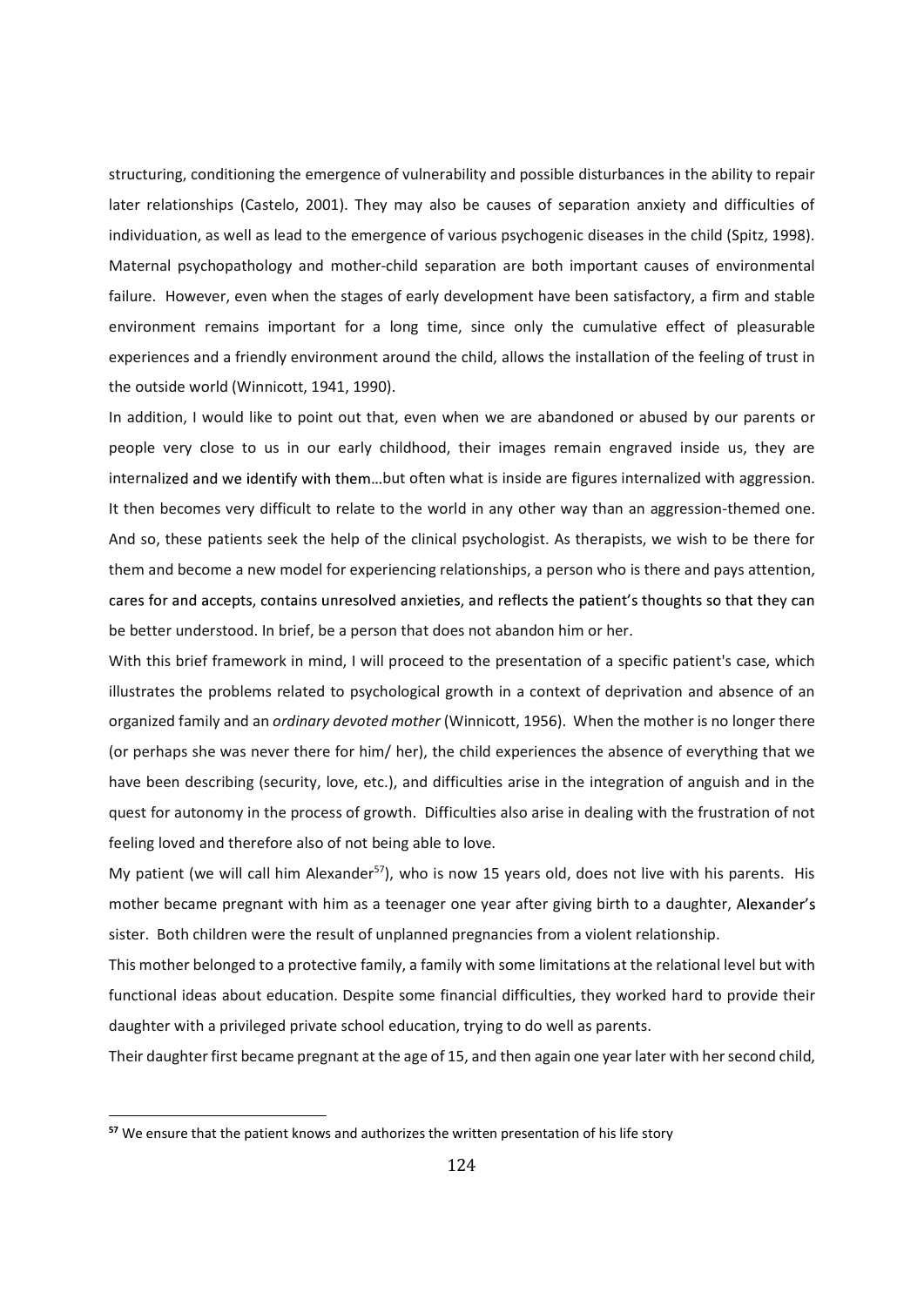structuring, conditioning the emergence of vulnerability and possible disturbances in the ability to repair later relationships (Castelo, 2001). They may also be causes of separation anxiety and difficulties of individuation, as well as lead to the emergence of various psychogenic diseases in the child (Spitz, 1998). Maternal psychopathology and mother-child separation are both important causes of environmental failure. However, even when the stages of early development have been satisfactory, a firm and stable environment remains important for a long time, since only the cumulative effect of pleasurable experiences and a friendly environment around the child, allows the installation of the feeling of trust in the outside world (Winnicott, 1941, 1990).

In addition, I would like to point out that, even when we are abandoned or abused by our parents or people very close to us in our early childhood, their images remain engraved inside us, they are internalized and we identify with them…but often what is inside are figures internalized with aggression. It then becomes very difficult to relate to the world in any other way than an aggression-themed one. And so, these patients seek the help of the clinical psychologist. As therapists, we wish to be there for them and become a new model for experiencing relationships, a person who is there and pays attention, cares for and accepts, contains unresolved anxieties, and reflects the patient's thoughts so that they can be better understood. In brief, be a person that does not abandon him or her.

With this brief framework in mind, I will proceed to the presentation of a specific patient's case, which illustrates the problems related to psychological growth in a context of deprivation and absence of an organized family and an *ordinary devoted mother* (Winnicott, 1956). When the mother is no longer there (or perhaps she was never there for him/ her), the child experiences the absence of everything that we have been describing (security, love, etc.), and difficulties arise in the integration of anguish and in the quest for autonomy in the process of growth. Difficulties also arise in dealing with the frustration of not feeling loved and therefore also of not being able to love.

My patient (we will call him Alexander[57]), who is now 15 years old, does not live with his parents. His mother became pregnant with him as a teenager one year after giving birth to a daughter, Alexander's sister. Both children were the result of unplanned pregnancies from a violent relationship.

This mother belonged to a protective family, a family with some limitations at the relational level but with functional ideas about education. Despite some financial difficulties, they worked hard to provide their daughter with a privileged private school education, trying to do well as parents.

Their daughter first became pregnant at the age of 15, and then again one year later with her second child,

[57] We ensure that the patient knows and authorizes the written presentation of his life story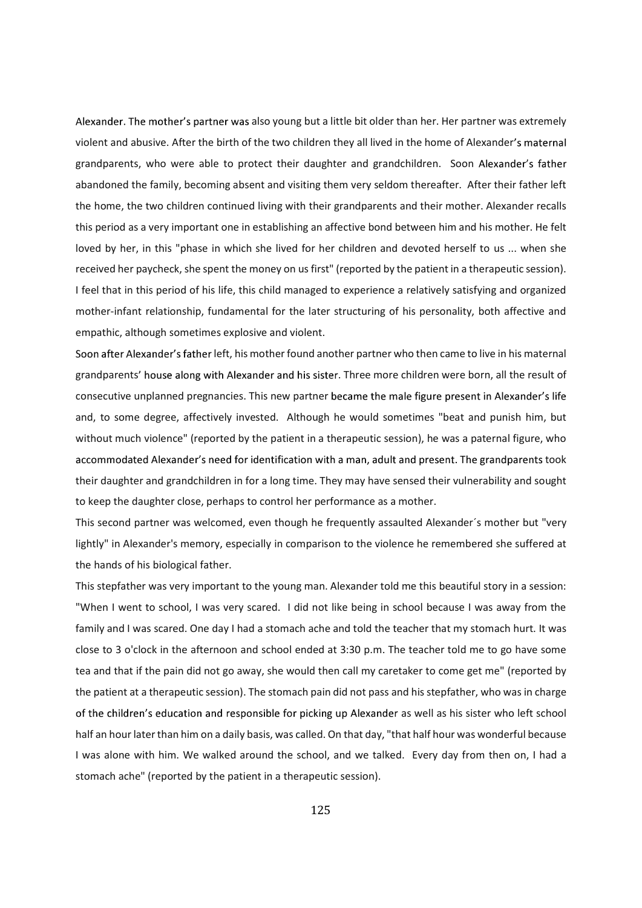Alexander. The mother's partner was also young but a little bit older than her. Her partner was extremely violent and abusive. After the birth of the two children they all lived in the home of Alexander's maternal grandparents, who were able to protect their daughter and grandchildren. Soon Alexander's father abandoned the family, becoming absent and visiting them very seldom thereafter. After their father left the home, the two children continued living with their grandparents and their mother. Alexander recalls this period as a very important one in establishing an affective bond between him and his mother. He felt loved by her, in this "phase in which she lived for her children and devoted herself to us ... when she received her paycheck, she spent the money on us first" (reported by the patient in a therapeutic session). I feel that in this period of his life, this child managed to experience a relatively satisfying and organized mother-infant relationship, fundamental for the later structuring of his personality, both affective and empathic, although sometimes explosive and violent.

Soon after Alexander's father left, his mother found another partner who then came to live in his maternal grandparents' house along with Alexander and his sister. Three more children were born, all the result of consecutive unplanned pregnancies. This new partner became the male figure present in Alexander's life and, to some degree, affectively invested. Although he would sometimes "beat and punish him, but without much violence" (reported by the patient in a therapeutic session), he was a paternal figure, who accommodated Alexander's need for identification with a man, adult and present. The grandparents took their daughter and grandchildren in for a long time. They may have sensed their vulnerability and sought to keep the daughter close, perhaps to control her performance as a mother.

This second partner was welcomed, even though he frequently assaulted Alexander´s mother but "very lightly" in Alexander's memory, especially in comparison to the violence he remembered she suffered at the hands of his biological father.

This stepfather was very important to the young man. Alexander told me this beautiful story in a session: "When I went to school, I was very scared. I did not like being in school because I was away from the family and I was scared. One day I had a stomach ache and told the teacher that my stomach hurt. It was close to 3 o'clock in the afternoon and school ended at 3:30 p.m. The teacher told me to go have some tea and that if the pain did not go away, she would then call my caretaker to come get me" (reported by the patient at a therapeutic session). The stomach pain did not pass and his stepfather, who was in charge of the children's education and responsible for picking up Alexander as well as his sister who left school half an hour later than him on a daily basis, was called. On that day, "that half hour was wonderful because I was alone with him. We walked around the school, and we talked. Every day from then on, I had a stomach ache" (reported by the patient in a therapeutic session).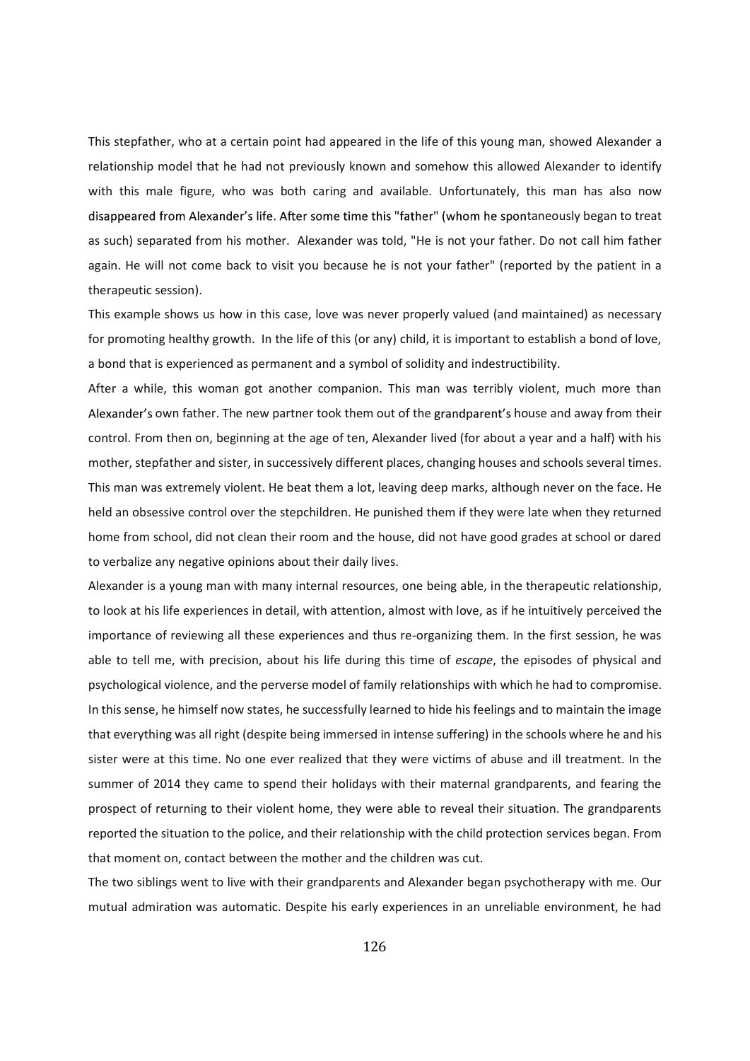This stepfather, who at a certain point had appeared in the life of this young man, showed Alexander a relationship model that he had not previously known and somehow this allowed Alexander to identify with this male figure, who was both caring and available. Unfortunately, this man has also now disappeared from Alexander's life. After some time this "father" (whom he spontaneously began to treat as such) separated from his mother. Alexander was told, "He is not your father. Do not call him father again. He will not come back to visit you because he is not your father" (reported by the patient in a therapeutic session).

This example shows us how in this case, love was never properly valued (and maintained) as necessary for promoting healthy growth. In the life of this (or any) child, it is important to establish a bond of love, a bond that is experienced as permanent and a symbol of solidity and indestructibility.

After a while, this woman got another companion. This man was terribly violent, much more than Alexander's own father. The new partner took them out of the grandparent's house and away from their control. From then on, beginning at the age of ten, Alexander lived (for about a year and a half) with his mother, stepfather and sister, in successively different places, changing houses and schools several times. This man was extremely violent. He beat them a lot, leaving deep marks, although never on the face. He held an obsessive control over the stepchildren. He punished them if they were late when they returned home from school, did not clean their room and the house, did not have good grades at school or dared to verbalize any negative opinions about their daily lives.

Alexander is a young man with many internal resources, one being able, in the therapeutic relationship, to look at his life experiences in detail, with attention, almost with love, as if he intuitively perceived the importance of reviewing all these experiences and thus re-organizing them. In the first session, he was able to tell me, with precision, about his life during this time of *escape*, the episodes of physical and psychological violence, and the perverse model of family relationships with which he had to compromise. In this sense, he himself now states, he successfully learned to hide his feelings and to maintain the image that everything was all right (despite being immersed in intense suffering) in the schools where he and his sister were at this time. No one ever realized that they were victims of abuse and ill treatment. In the summer of 2014 they came to spend their holidays with their maternal grandparents, and fearing the prospect of returning to their violent home, they were able to reveal their situation. The grandparents reported the situation to the police, and their relationship with the child protection services began. From that moment on, contact between the mother and the children was cut.

The two siblings went to live with their grandparents and Alexander began psychotherapy with me. Our mutual admiration was automatic. Despite his early experiences in an unreliable environment, he had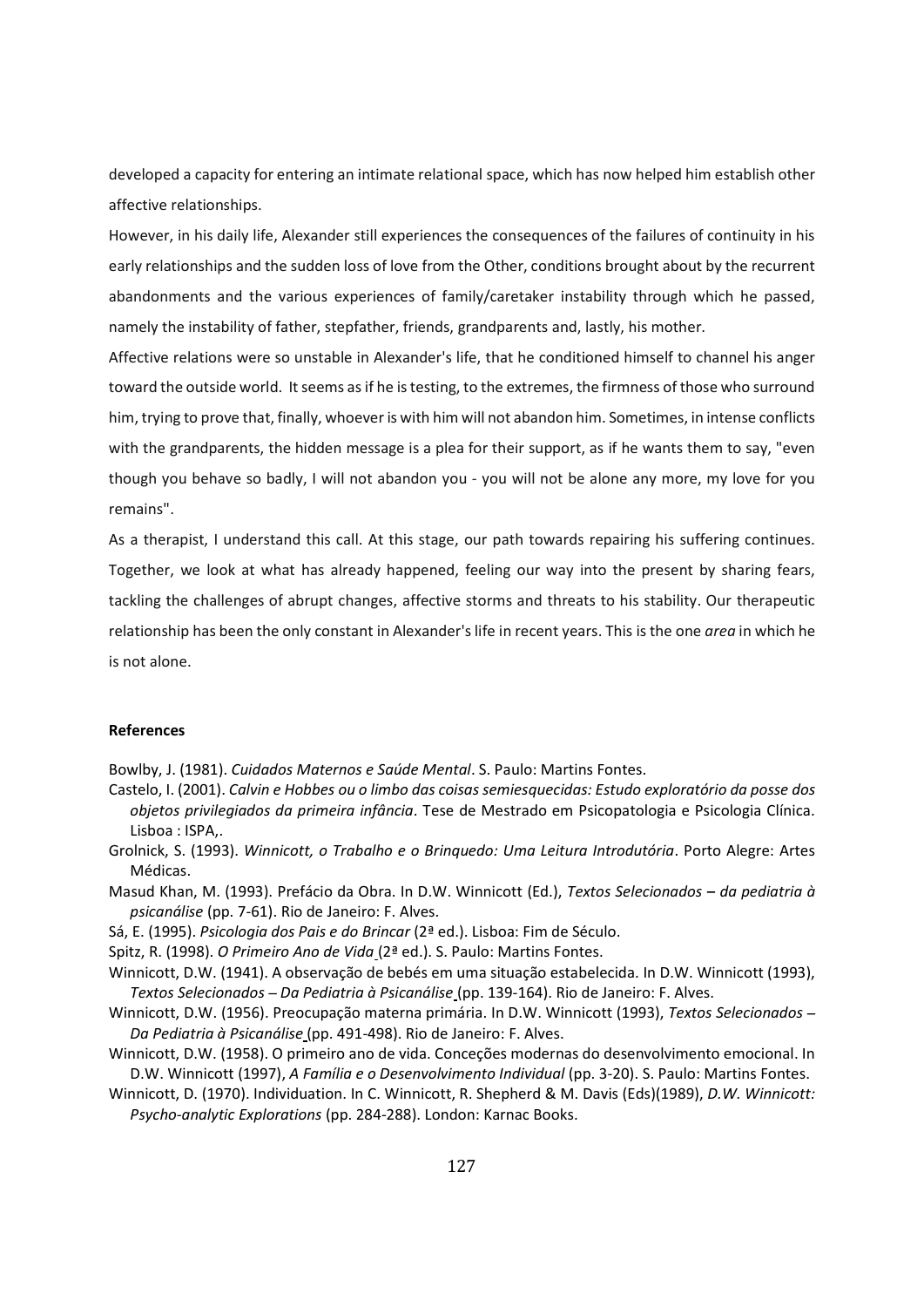developed a capacity for entering an intimate relational space, which has now helped him establish other affective relationships.

However, in his daily life, Alexander still experiences the consequences of the failures of continuity in his early relationships and the sudden loss of love from the Other, conditions brought about by the recurrent abandonments and the various experiences of family/caretaker instability through which he passed, namely the instability of father, stepfather, friends, grandparents and, lastly, his mother.

Affective relations were so unstable in Alexander's life, that he conditioned himself to channel his anger toward the outside world. It seems as if he is testing, to the extremes, the firmness of those who surround him, trying to prove that, finally, whoever is with him will not abandon him. Sometimes, in intense conflicts with the grandparents, the hidden message is a plea for their support, as if he wants them to say, "even though you behave so badly, I will not abandon you - you will not be alone any more, my love for you remains".

As a therapist, I understand this call. At this stage, our path towards repairing his suffering continues. Together, we look at what has already happened, feeling our way into the present by sharing fears, tackling the challenges of abrupt changes, affective storms and threats to his stability. Our therapeutic relationship has been the only constant in Alexander's life in recent years. This is the one *area* in which he is not alone.

**References**

Bowlby, J. (1981). *Cuidados Maternos e Saúde Mental*. S. Paulo: Martins Fontes.

Castelo, I. (2001). *Calvin e Hobbes ou o limbo das coisas semiesquecidas: Estudo exploratório da posse dos objetos privilegiados da primeira infância*. Tese de Mestrado em Psicopatologia e Psicologia Clínica. Lisboa : ISPA,.

Grolnick, S. (1993). *Winnicott, o Trabalho e o Brinquedo: Uma Leitura Introdutória*. Porto Alegre: Artes Médicas.

Masud Khan, M. (1993). Prefácio da Obra. In D.W. Winnicott (Ed.), *Textos Selecionados – da pediatria à psicanálise* (pp. 7-61). Rio de Janeiro: F. Alves.

Sá, E. (1995). *Psicologia dos Pais e do Brincar* (2ª ed.). Lisboa: Fim de Século.

Spitz, R. (1998). *O Primeiro Ano de Vida* (2ª ed.). S. Paulo: Martins Fontes.

Winnicott, D.W. (1941). A observação de bebés em uma situação estabelecida. In D.W. Winnicott (1993), *Textos Selecionados – Da Pediatria à Psicanálise* (pp. 139-164). Rio de Janeiro: F. Alves.

Winnicott, D.W. (1956). Preocupação materna primária. In D.W. Winnicott (1993), *Textos Selecionados – Da Pediatria à Psicanálise* (pp. 491-498). Rio de Janeiro: F. Alves.

Winnicott, D.W. (1958). O primeiro ano de vida. Conceções modernas do desenvolvimento emocional. In D.W. Winnicott (1997), *A Família e o Desenvolvimento Individual* (pp. 3-20). S. Paulo: Martins Fontes.

Winnicott, D. (1970). Individuation. In C. Winnicott, R. Shepherd & M. Davis (Eds)(1989), *D.W. Winnicott: Psycho-analytic Explorations* (pp. 284-288). London: Karnac Books.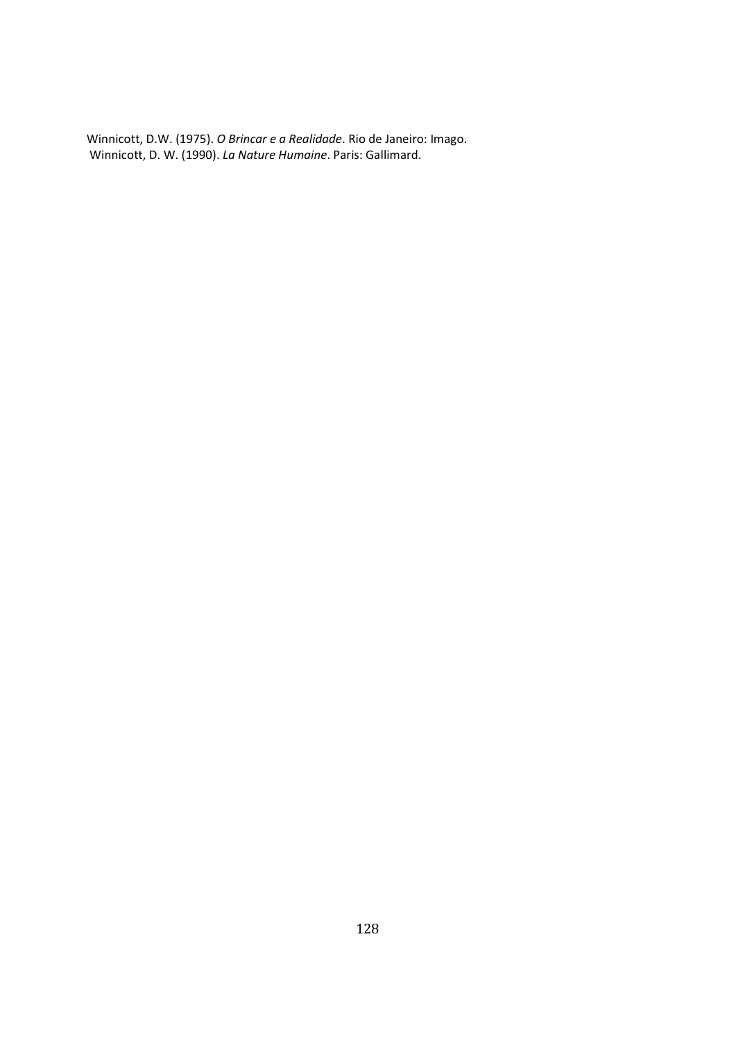Winnicott, D.W. (1975). *O Brincar e a Realidade*. Rio de Janeiro: Imago.

Winnicott, D. W. (1990). *La Nature Humaine*. Paris: Gallimard.